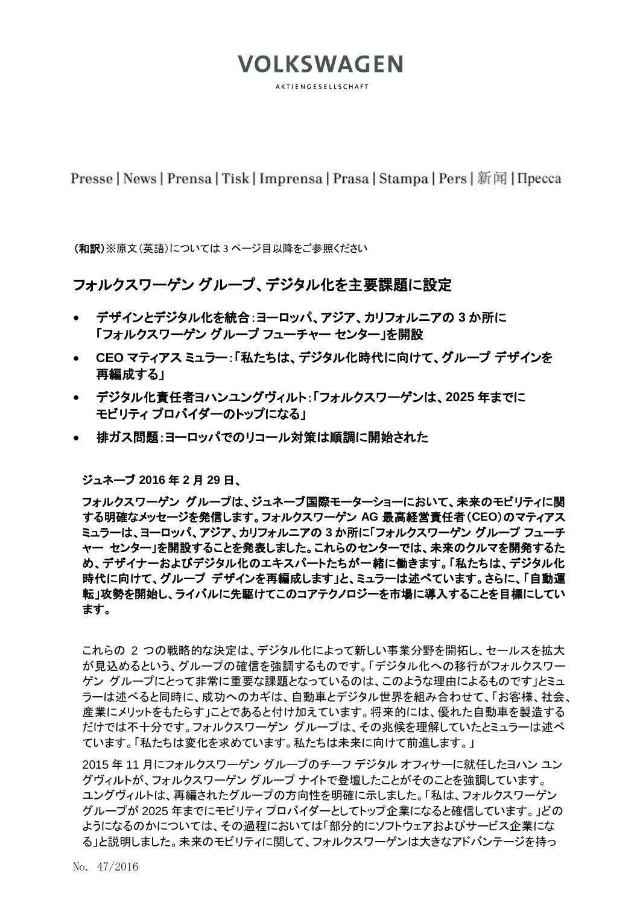# VOLKSWAGEN

AKTIENGESELLSCHAFT

Presse | News | Prensa | Tisk | Imprensa | Prasa | Stampa | Pers | 新闻 | Пресса

**(和訳)**※原文(英語)については 3 ページ目以降をご参照ください

## フォルクスワーゲン グループ、デジタル化を主要課題に設定

- **デザインとデジタル化を統合:ヨーロッパ、アジア、カリフォルニアの 3 か所に「フォルクスワーゲン グループ フューチャー センター」を開設**
- **CEO マティアス ミュラー:「私たちは、デジタル化時代に向けて、グループ デザインを再編成する」**
- **デジタル化責任者ヨハンユングヴィルト:「フォルクスワーゲンは、2025 年までにモビリティ プロバイダーのトップになる」**
- **排ガス問題:ヨーロッパでのリコール対策は順調に開始された**

**ジュネーブ 2016 年 2 月 29 日、**

**フォルクスワーゲン グループは、ジュネーブ国際モーターショーにおいて、未来のモビリティに関する明確なメッセージを発信します。フォルクスワーゲン AG 最高経営責任者(CEO)のマティアス ミュラーは、ヨーロッパ、アジア、カリフォルニアの 3 か所に「フォルクスワーゲン グループ フューチャー センター」を開設することを発表しました。これらのセンターでは、未来のクルマを開発するため、デザイナーおよびデジタル化のエキスパートたちが一緒に働きます。「私たちは、デジタル化時代に向けて、グループ デザインを再編成します」と、ミュラーは述べています。さらに、「自動運転」攻勢を開始し、ライバルに先駆けてこのコアテクノロジーを市場に導入することを目標にしています。**

これらの 2 つの戦略的な決定は、デジタル化によって新しい事業分野を開拓し、セールスを拡大が見込めるという、グループの確信を強調するものです。「デジタル化への移行がフォルクスワーゲン グループにとって非常に重要な課題となっているのは、このような理由によるものです」とミュラーは述べると同時に、成功へのカギは、自動車とデジタル世界を組み合わせて、「お客様、社会、産業にメリットをもたらす」ことであると付け加えています。将来的には、優れた自動車を製造するだけでは不十分です。フォルクスワーゲン グループは、その兆候を理解していたとミュラーは述べています。「私たちは変化を求めています。私たちは未来に向けて前進します。」

2015 年 11 月にフォルクスワーゲン グループのチーフ デジタル オフィサーに就任したヨハン ユングヴィルトが、フォルクスワーゲン グループ ナイトで登壇したことがそのことを強調しています。ユングヴィルトは、再編されたグループの方向性を明確に示しました。「私は、フォルクスワーゲン グループが 2025 年までにモビリティ プロバイダーとしてトップ企業になると確信しています。」どのようになるのかについては、その過程においては「部分的にソフトウェアおよびサービス企業になる」と説明しました。未来のモビリティに関して、フォルクスワーゲンは大きなアドバンテージを持っ

No. 47/2016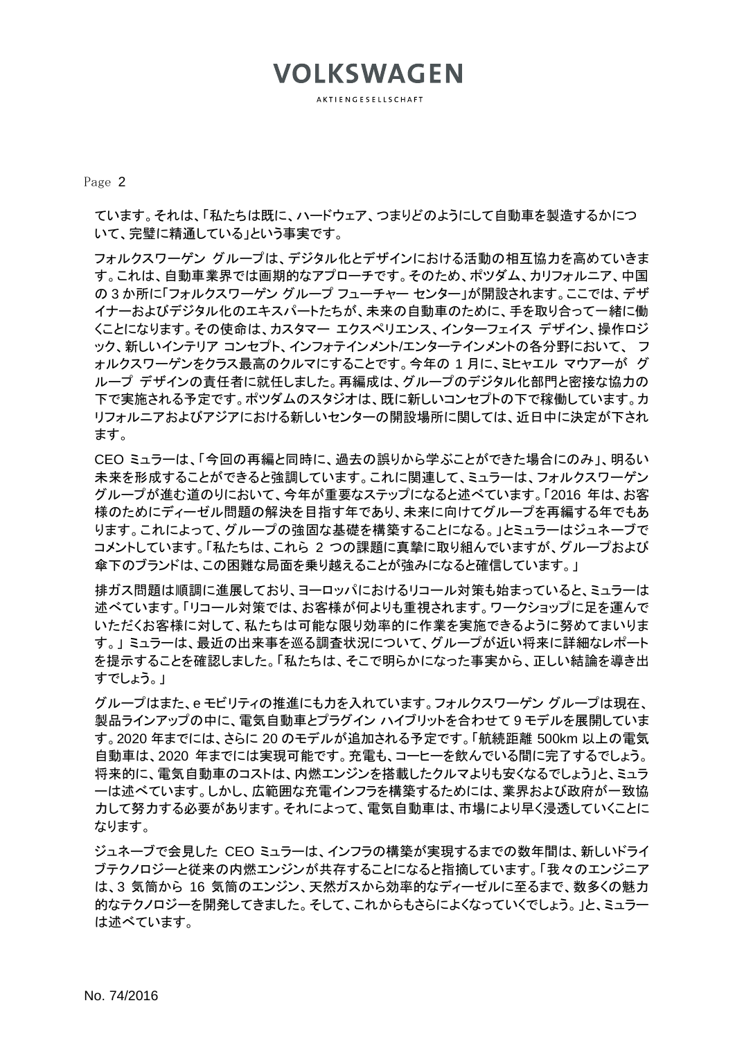ています。それは、「私たちは既に、ハードウェア、つまりどのようにして自動車を製造するかについて、完璧に精通している」という事実です。

フォルクスワーゲン グループは、デジタル化とデザインにおける活動の相互協力を高めていきます。これは、自動車業界では画期的なアプローチです。そのため、ポツダム、カリフォルニア、中国の 3 か所に「フォルクスワーゲン グループ フューチャー センター」が開設されます。ここでは、デザイナーおよびデジタル化のエキスパートたちが、未来の自動車のために、手を取り合って一緒に働くことになります。その使命は、カスタマー エクスペリエンス、インターフェイス デザイン、操作ロジック、新しいインテリア コンセプト、インフォテインメント/エンターテインメントの各分野において、 フォルクスワーゲンをクラス最高のクルマにすることです。今年の 1 月に、ミヒャエル マウアーが グループ デザインの責任者に就任しました。再編成は、グループのデジタル化部門と密接な協力の下で実施される予定です。ポツダムのスタジオは、既に新しいコンセプトの下で稼働しています。カリフォルニアおよびアジアにおける新しいセンターの開設場所に関しては、近日中に決定が下されます。

CEO ミュラーは、「今回の再編と同時に、過去の誤りから学ぶことができた場合にのみ」、明るい未来を形成することができると強調しています。これに関連して、ミュラーは、フォルクスワーゲン グループが進む道のりにおいて、今年が重要なステップになると述べています。「2016 年は、お客様のためにディーゼル問題の解決を目指す年であり、未来に向けてグループを再編する年でもあります。これによって、グループの強固な基礎を構築することになる。」とミュラーはジュネーブでコメントしています。「私たちは、これら 2 つの課題に真摯に取り組んでいますが、グループおよび傘下のブランドは、この困難な局面を乗り越えることが強みになると確信しています。」

排ガス問題は順調に進展しており、ヨーロッパにおけるリコール対策も始まっていると、ミュラーは述べています。「リコール対策では、お客様が何よりも重視されます。ワークショップに足を運んでいただくお客様に対して、私たちは可能な限り効率的に作業を実施できるように努めてまいります。」 ミュラーは、最近の出来事を巡る調査状況について、グループが近い将来に詳細なレポートを提示することを確認しました。「私たちは、そこで明らかになった事実から、正しい結論を導き出すでしょう。」

グループはまた、e モビリティの推進にも力を入れています。フォルクスワーゲン グループは現在、製品ラインアップの中に、電気自動車とプラグイン ハイブリットを合わせて 9 モデルを展開しています。2020 年までには、さらに 20 のモデルが追加される予定です。「航続距離 500km 以上の電気自動車は、2020 年までには実現可能です。充電も、コーヒーを飲んでいる間に完了するでしょう。将来的に、電気自動車のコストは、内燃エンジンを搭載したクルマよりも安くなるでしょう」と、ミュラーは述べています。しかし、広範囲な充電インフラを構築するためには、業界および政府が一致協力して努力する必要があります。それによって、電気自動車は、市場により早く浸透していくことになります。

ジュネーブで会見した CEO ミュラーは、インフラの構築が実現するまでの数年間は、新しいドライブテクノロジーと従来の内燃エンジンが共存することになると指摘しています。「我々のエンジニアは、3 気筒から 16 気筒のエンジン、天然ガスから効率的なディーゼルに至るまで、数多くの魅力的なテクノロジーを開発してきました。そして、これからもさらによくなっていくでしょう。」と、ミュラーは述べています。

No. 74/2016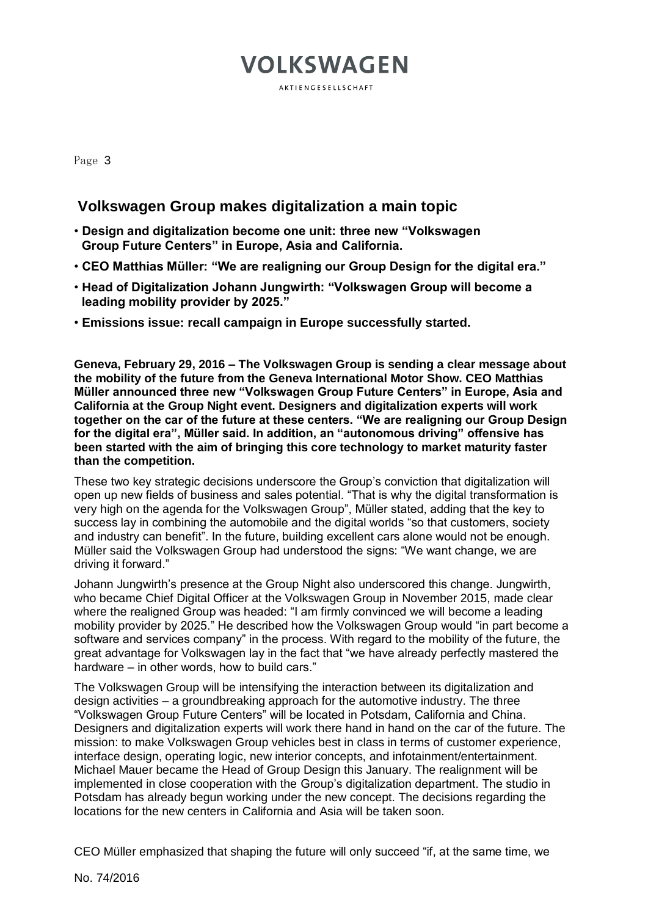## Volkswagen Group makes digitalization a main topic

- **Design and digitalization become one unit: three new "Volkswagen Group Future Centers" in Europe, Asia and California.**
- **CEO Matthias Müller: "We are realigning our Group Design for the digital era."**
- **Head of Digitalization Johann Jungwirth: "Volkswagen Group will become a leading mobility provider by 2025."**
- **Emissions issue: recall campaign in Europe successfully started.**

**Geneva, February 29, 2016 – The Volkswagen Group is sending a clear message about the mobility of the future from the Geneva International Motor Show. CEO Matthias Müller announced three new "Volkswagen Group Future Centers" in Europe, Asia and California at the Group Night event. Designers and digitalization experts will work together on the car of the future at these centers. "We are realigning our Group Design for the digital era", Müller said. In addition, an "autonomous driving" offensive has been started with the aim of bringing this core technology to market maturity faster than the competition.**

These two key strategic decisions underscore the Group's conviction that digitalization will open up new fields of business and sales potential. "That is why the digital transformation is very high on the agenda for the Volkswagen Group", Müller stated, adding that the key to success lay in combining the automobile and the digital worlds "so that customers, society and industry can benefit". In the future, building excellent cars alone would not be enough. Müller said the Volkswagen Group had understood the signs: "We want change, we are driving it forward."

Johann Jungwirth's presence at the Group Night also underscored this change. Jungwirth, who became Chief Digital Officer at the Volkswagen Group in November 2015, made clear where the realigned Group was headed: "I am firmly convinced we will become a leading mobility provider by 2025." He described how the Volkswagen Group would "in part become a software and services company" in the process. With regard to the mobility of the future, the great advantage for Volkswagen lay in the fact that "we have already perfectly mastered the hardware – in other words, how to build cars."

The Volkswagen Group will be intensifying the interaction between its digitalization and design activities – a groundbreaking approach for the automotive industry. The three "Volkswagen Group Future Centers" will be located in Potsdam, California and China. Designers and digitalization experts will work there hand in hand on the car of the future. The mission: to make Volkswagen Group vehicles best in class in terms of customer experience, interface design, operating logic, new interior concepts, and infotainment/entertainment. Michael Mauer became the Head of Group Design this January. The realignment will be implemented in close cooperation with the Group's digitalization department. The studio in Potsdam has already begun working under the new concept. The decisions regarding the locations for the new centers in California and Asia will be taken soon.

CEO Müller emphasized that shaping the future will only succeed "if, at the same time, we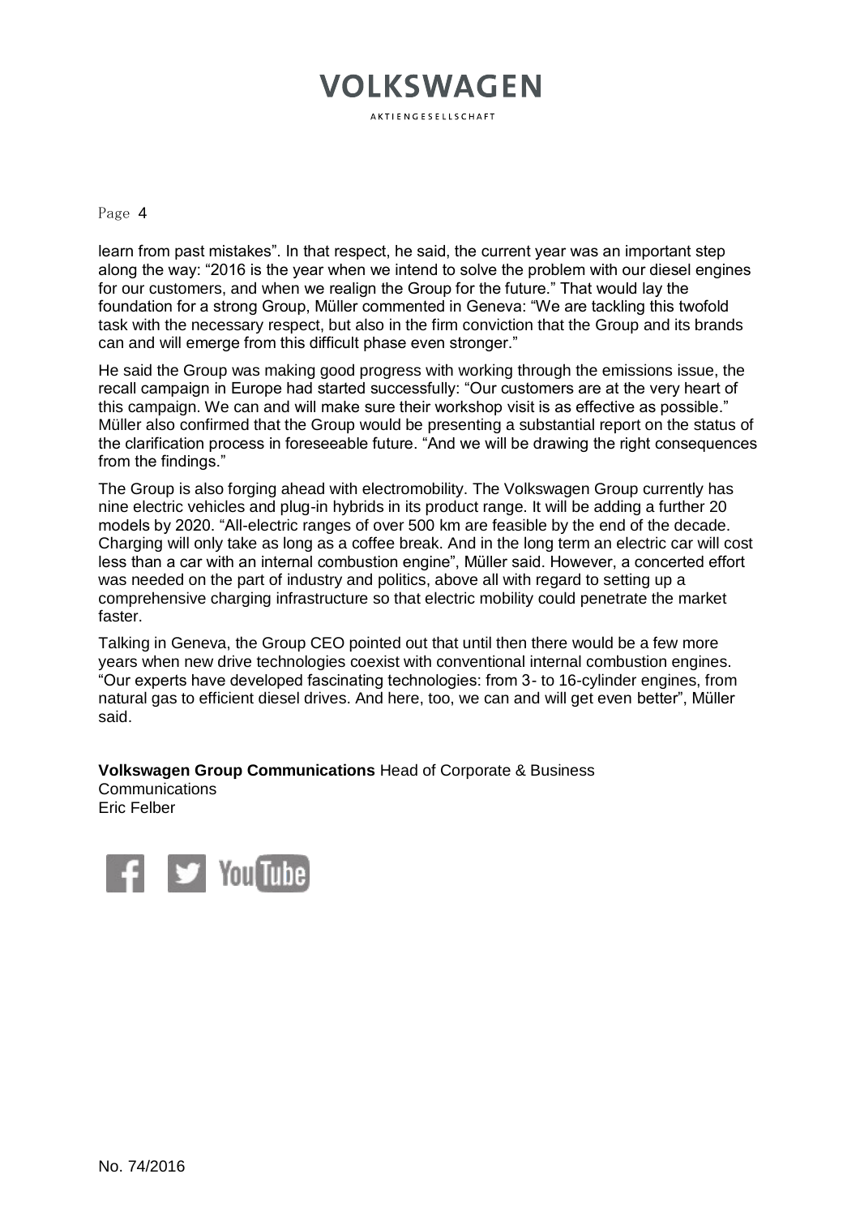learn from past mistakes". In that respect, he said, the current year was an important step along the way: "2016 is the year when we intend to solve the problem with our diesel engines for our customers, and when we realign the Group for the future." That would lay the foundation for a strong Group, Müller commented in Geneva: "We are tackling this twofold task with the necessary respect, but also in the firm conviction that the Group and its brands can and will emerge from this difficult phase even stronger."

He said the Group was making good progress with working through the emissions issue, the recall campaign in Europe had started successfully: "Our customers are at the very heart of this campaign. We can and will make sure their workshop visit is as effective as possible." Müller also confirmed that the Group would be presenting a substantial report on the status of the clarification process in foreseeable future. "And we will be drawing the right consequences from the findings."

The Group is also forging ahead with electromobility. The Volkswagen Group currently has nine electric vehicles and plug-in hybrids in its product range. It will be adding a further 20 models by 2020. "All-electric ranges of over 500 km are feasible by the end of the decade. Charging will only take as long as a coffee break. And in the long term an electric car will cost less than a car with an internal combustion engine", Müller said. However, a concerted effort was needed on the part of industry and politics, above all with regard to setting up a comprehensive charging infrastructure so that electric mobility could penetrate the market faster.

Talking in Geneva, the Group CEO pointed out that until then there would be a few more years when new drive technologies coexist with conventional internal combustion engines. "Our experts have developed fascinating technologies: from 3- to 16-cylinder engines, from natural gas to efficient diesel drives. And here, too, we can and will get even better", Müller said.

**Volkswagen Group Communications** Head of Corporate & Business Communications
Eric Felber

No. 74/2016